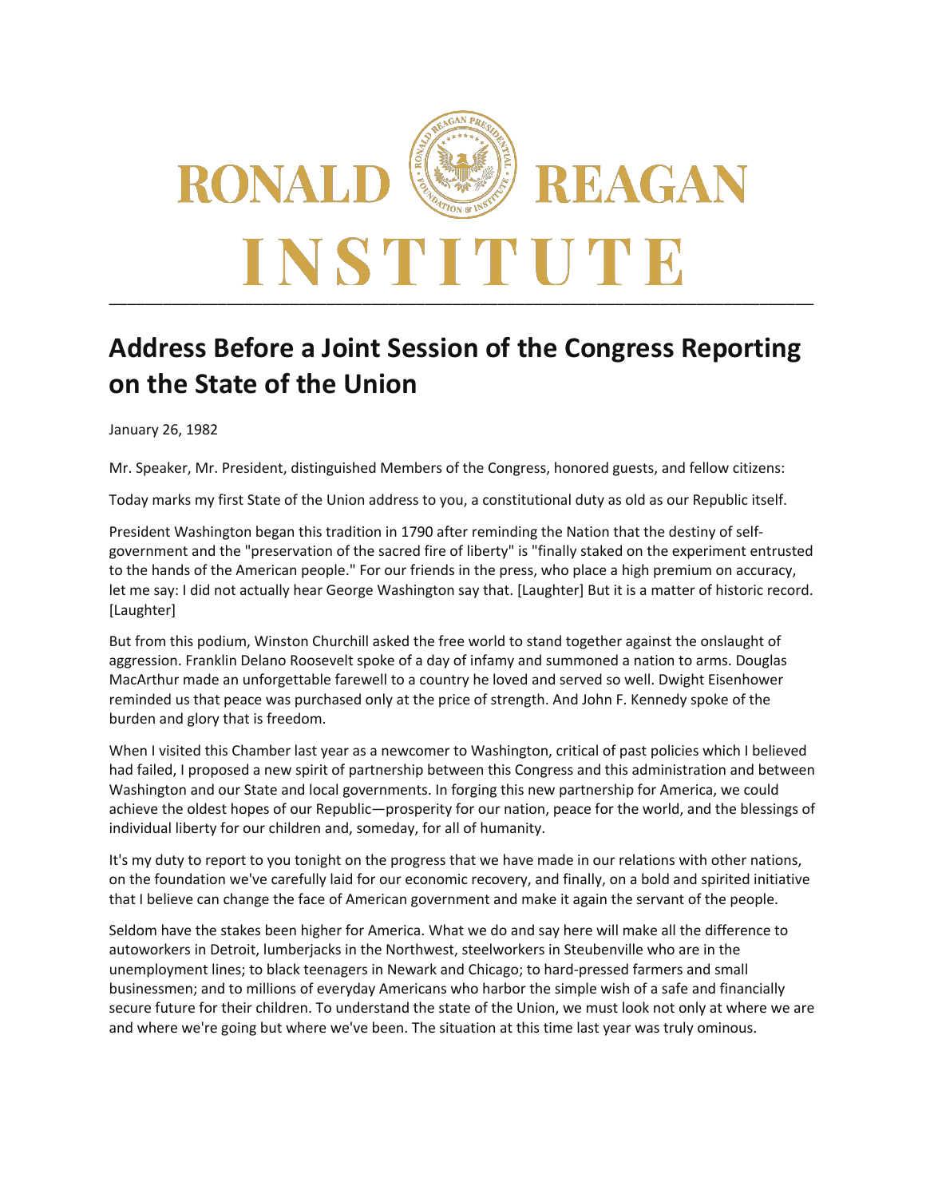# Address Before a Joint Session of the Congress Reporting on the State of the Union

January 26, 1982

Mr. Speaker, Mr. President, distinguished Members of the Congress, honored guests, and fellow citizens:

Today marks my first State of the Union address to you, a constitutional duty as old as our Republic itself.

President Washington began this tradition in 1790 after reminding the Nation that the destiny of self-government and the "preservation of the sacred fire of liberty" is "finally staked on the experiment entrusted to the hands of the American people." For our friends in the press, who place a high premium on accuracy, let me say: I did not actually hear George Washington say that. [Laughter] But it is a matter of historic record. [Laughter]

But from this podium, Winston Churchill asked the free world to stand together against the onslaught of aggression. Franklin Delano Roosevelt spoke of a day of infamy and summoned a nation to arms. Douglas MacArthur made an unforgettable farewell to a country he loved and served so well. Dwight Eisenhower reminded us that peace was purchased only at the price of strength. And John F. Kennedy spoke of the burden and glory that is freedom.

When I visited this Chamber last year as a newcomer to Washington, critical of past policies which I believed had failed, I proposed a new spirit of partnership between this Congress and this administration and between Washington and our State and local governments. In forging this new partnership for America, we could achieve the oldest hopes of our Republic—prosperity for our nation, peace for the world, and the blessings of individual liberty for our children and, someday, for all of humanity.

It's my duty to report to you tonight on the progress that we have made in our relations with other nations, on the foundation we've carefully laid for our economic recovery, and finally, on a bold and spirited initiative that I believe can change the face of American government and make it again the servant of the people.

Seldom have the stakes been higher for America. What we do and say here will make all the difference to autoworkers in Detroit, lumberjacks in the Northwest, steelworkers in Steubenville who are in the unemployment lines; to black teenagers in Newark and Chicago; to hard-pressed farmers and small businessmen; and to millions of everyday Americans who harbor the simple wish of a safe and financially secure future for their children. To understand the state of the Union, we must look not only at where we are and where we're going but where we've been. The situation at this time last year was truly ominous.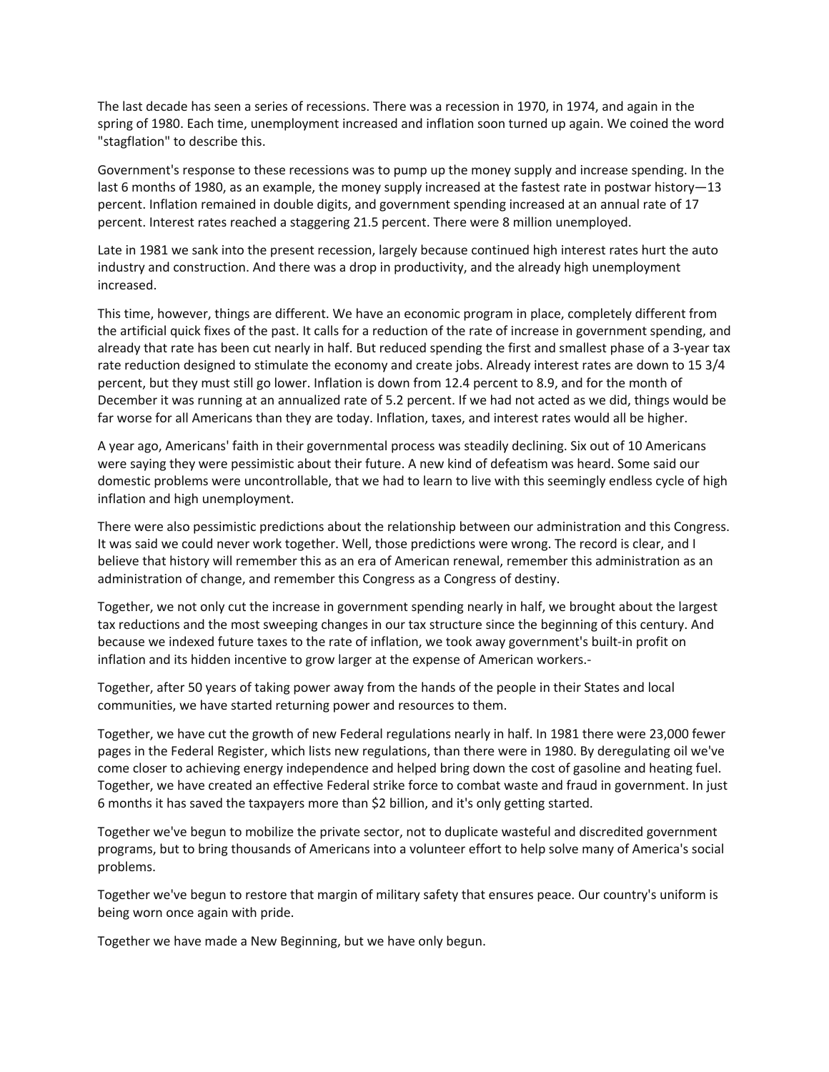The last decade has seen a series of recessions. There was a recession in 1970, in 1974, and again in the spring of 1980. Each time, unemployment increased and inflation soon turned up again. We coined the word "stagflation" to describe this.

Government's response to these recessions was to pump up the money supply and increase spending. In the last 6 months of 1980, as an example, the money supply increased at the fastest rate in postwar history—13 percent. Inflation remained in double digits, and government spending increased at an annual rate of 17 percent. Interest rates reached a staggering 21.5 percent. There were 8 million unemployed.

Late in 1981 we sank into the present recession, largely because continued high interest rates hurt the auto industry and construction. And there was a drop in productivity, and the already high unemployment increased.

This time, however, things are different. We have an economic program in place, completely different from the artificial quick fixes of the past. It calls for a reduction of the rate of increase in government spending, and already that rate has been cut nearly in half. But reduced spending the first and smallest phase of a 3-year tax rate reduction designed to stimulate the economy and create jobs. Already interest rates are down to 15 3/4 percent, but they must still go lower. Inflation is down from 12.4 percent to 8.9, and for the month of December it was running at an annualized rate of 5.2 percent. If we had not acted as we did, things would be far worse for all Americans than they are today. Inflation, taxes, and interest rates would all be higher.

A year ago, Americans' faith in their governmental process was steadily declining. Six out of 10 Americans were saying they were pessimistic about their future. A new kind of defeatism was heard. Some said our domestic problems were uncontrollable, that we had to learn to live with this seemingly endless cycle of high inflation and high unemployment.

There were also pessimistic predictions about the relationship between our administration and this Congress. It was said we could never work together. Well, those predictions were wrong. The record is clear, and I believe that history will remember this as an era of American renewal, remember this administration as an administration of change, and remember this Congress as a Congress of destiny.

Together, we not only cut the increase in government spending nearly in half, we brought about the largest tax reductions and the most sweeping changes in our tax structure since the beginning of this century. And because we indexed future taxes to the rate of inflation, we took away government's built-in profit on inflation and its hidden incentive to grow larger at the expense of American workers.-

Together, after 50 years of taking power away from the hands of the people in their States and local communities, we have started returning power and resources to them.

Together, we have cut the growth of new Federal regulations nearly in half. In 1981 there were 23,000 fewer pages in the Federal Register, which lists new regulations, than there were in 1980. By deregulating oil we've come closer to achieving energy independence and helped bring down the cost of gasoline and heating fuel. Together, we have created an effective Federal strike force to combat waste and fraud in government. In just 6 months it has saved the taxpayers more than $2 billion, and it's only getting started.

Together we've begun to mobilize the private sector, not to duplicate wasteful and discredited government programs, but to bring thousands of Americans into a volunteer effort to help solve many of America's social problems.

Together we've begun to restore that margin of military safety that ensures peace. Our country's uniform is being worn once again with pride.

Together we have made a New Beginning, but we have only begun.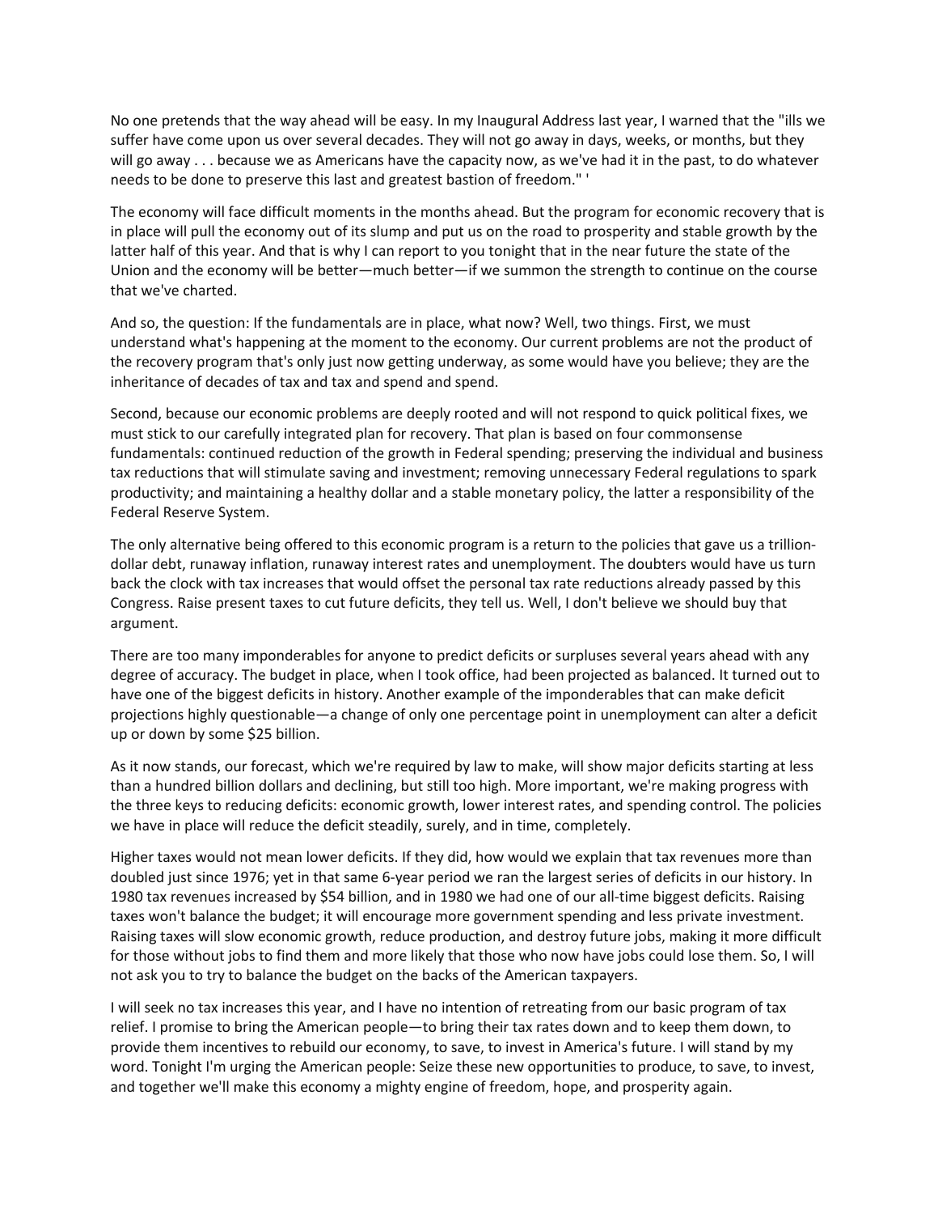No one pretends that the way ahead will be easy. In my Inaugural Address last year, I warned that the "ills we suffer have come upon us over several decades. They will not go away in days, weeks, or months, but they will go away . . . because we as Americans have the capacity now, as we've had it in the past, to do whatever needs to be done to preserve this last and greatest bastion of freedom." '

The economy will face difficult moments in the months ahead. But the program for economic recovery that is in place will pull the economy out of its slump and put us on the road to prosperity and stable growth by the latter half of this year. And that is why I can report to you tonight that in the near future the state of the Union and the economy will be better—much better—if we summon the strength to continue on the course that we've charted.

And so, the question: If the fundamentals are in place, what now? Well, two things. First, we must understand what's happening at the moment to the economy. Our current problems are not the product of the recovery program that's only just now getting underway, as some would have you believe; they are the inheritance of decades of tax and tax and spend and spend.

Second, because our economic problems are deeply rooted and will not respond to quick political fixes, we must stick to our carefully integrated plan for recovery. That plan is based on four commonsense fundamentals: continued reduction of the growth in Federal spending; preserving the individual and business tax reductions that will stimulate saving and investment; removing unnecessary Federal regulations to spark productivity; and maintaining a healthy dollar and a stable monetary policy, the latter a responsibility of the Federal Reserve System.

The only alternative being offered to this economic program is a return to the policies that gave us a trillion-dollar debt, runaway inflation, runaway interest rates and unemployment. The doubters would have us turn back the clock with tax increases that would offset the personal tax rate reductions already passed by this Congress. Raise present taxes to cut future deficits, they tell us. Well, I don't believe we should buy that argument.

There are too many imponderables for anyone to predict deficits or surpluses several years ahead with any degree of accuracy. The budget in place, when I took office, had been projected as balanced. It turned out to have one of the biggest deficits in history. Another example of the imponderables that can make deficit projections highly questionable—a change of only one percentage point in unemployment can alter a deficit up or down by some $25 billion.

As it now stands, our forecast, which we're required by law to make, will show major deficits starting at less than a hundred billion dollars and declining, but still too high. More important, we're making progress with the three keys to reducing deficits: economic growth, lower interest rates, and spending control. The policies we have in place will reduce the deficit steadily, surely, and in time, completely.

Higher taxes would not mean lower deficits. If they did, how would we explain that tax revenues more than doubled just since 1976; yet in that same 6-year period we ran the largest series of deficits in our history. In 1980 tax revenues increased by $54 billion, and in 1980 we had one of our all-time biggest deficits. Raising taxes won't balance the budget; it will encourage more government spending and less private investment. Raising taxes will slow economic growth, reduce production, and destroy future jobs, making it more difficult for those without jobs to find them and more likely that those who now have jobs could lose them. So, I will not ask you to try to balance the budget on the backs of the American taxpayers.

I will seek no tax increases this year, and I have no intention of retreating from our basic program of tax relief. I promise to bring the American people—to bring their tax rates down and to keep them down, to provide them incentives to rebuild our economy, to save, to invest in America's future. I will stand by my word. Tonight I'm urging the American people: Seize these new opportunities to produce, to save, to invest, and together we'll make this economy a mighty engine of freedom, hope, and prosperity again.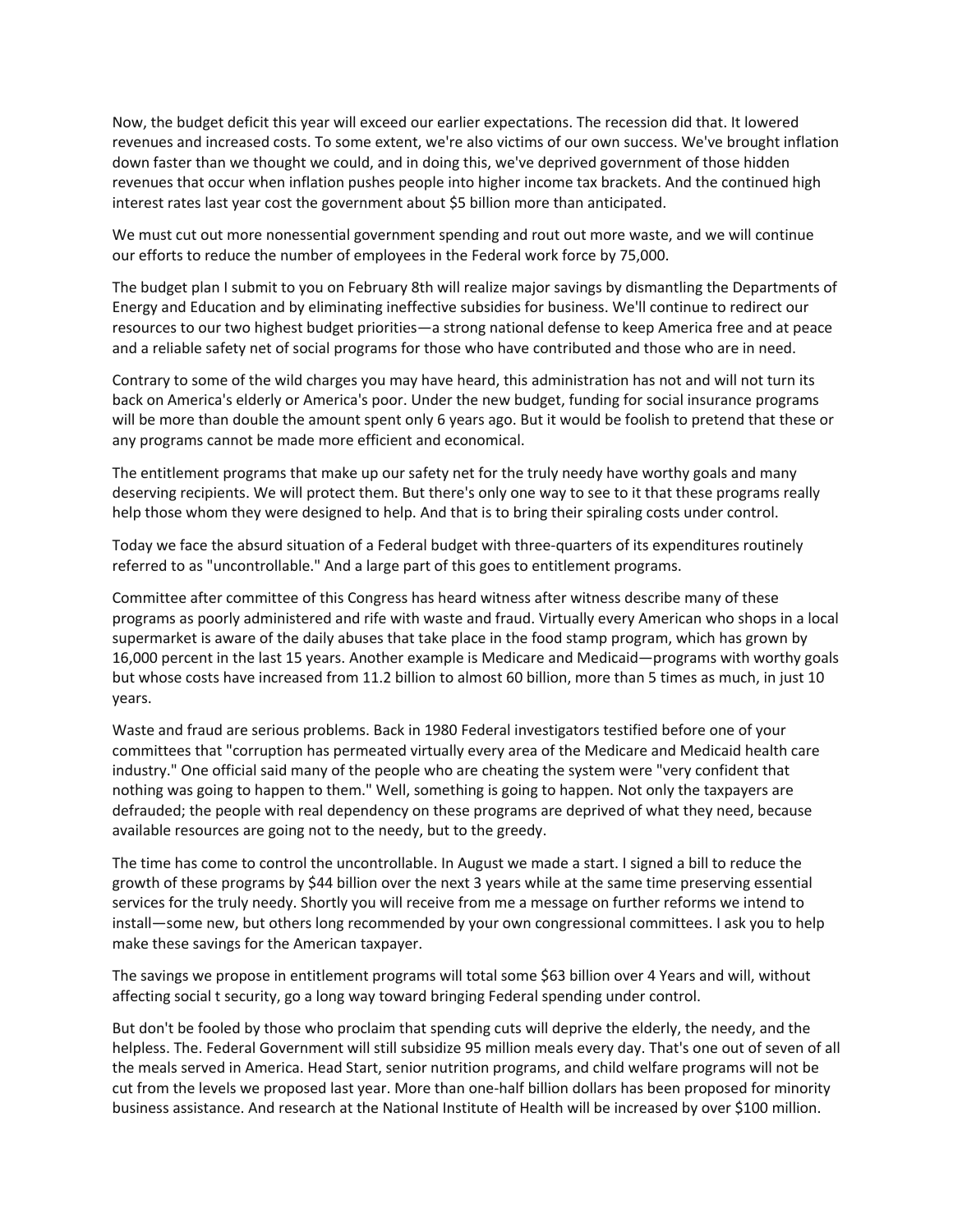Now, the budget deficit this year will exceed our earlier expectations. The recession did that. It lowered revenues and increased costs. To some extent, we're also victims of our own success. We've brought inflation down faster than we thought we could, and in doing this, we've deprived government of those hidden revenues that occur when inflation pushes people into higher income tax brackets. And the continued high interest rates last year cost the government about $5 billion more than anticipated.

We must cut out more nonessential government spending and rout out more waste, and we will continue our efforts to reduce the number of employees in the Federal work force by 75,000.

The budget plan I submit to you on February 8th will realize major savings by dismantling the Departments of Energy and Education and by eliminating ineffective subsidies for business. We'll continue to redirect our resources to our two highest budget priorities—a strong national defense to keep America free and at peace and a reliable safety net of social programs for those who have contributed and those who are in need.

Contrary to some of the wild charges you may have heard, this administration has not and will not turn its back on America's elderly or America's poor. Under the new budget, funding for social insurance programs will be more than double the amount spent only 6 years ago. But it would be foolish to pretend that these or any programs cannot be made more efficient and economical.

The entitlement programs that make up our safety net for the truly needy have worthy goals and many deserving recipients. We will protect them. But there's only one way to see to it that these programs really help those whom they were designed to help. And that is to bring their spiraling costs under control.

Today we face the absurd situation of a Federal budget with three-quarters of its expenditures routinely referred to as "uncontrollable." And a large part of this goes to entitlement programs.

Committee after committee of this Congress has heard witness after witness describe many of these programs as poorly administered and rife with waste and fraud. Virtually every American who shops in a local supermarket is aware of the daily abuses that take place in the food stamp program, which has grown by 16,000 percent in the last 15 years. Another example is Medicare and Medicaid—programs with worthy goals but whose costs have increased from 11.2 billion to almost 60 billion, more than 5 times as much, in just 10 years.

Waste and fraud are serious problems. Back in 1980 Federal investigators testified before one of your committees that "corruption has permeated virtually every area of the Medicare and Medicaid health care industry." One official said many of the people who are cheating the system were "very confident that nothing was going to happen to them." Well, something is going to happen. Not only the taxpayers are defrauded; the people with real dependency on these programs are deprived of what they need, because available resources are going not to the needy, but to the greedy.

The time has come to control the uncontrollable. In August we made a start. I signed a bill to reduce the growth of these programs by $44 billion over the next 3 years while at the same time preserving essential services for the truly needy. Shortly you will receive from me a message on further reforms we intend to install—some new, but others long recommended by your own congressional committees. I ask you to help make these savings for the American taxpayer.

The savings we propose in entitlement programs will total some $63 billion over 4 Years and will, without affecting social t security, go a long way toward bringing Federal spending under control.

But don't be fooled by those who proclaim that spending cuts will deprive the elderly, the needy, and the helpless. The. Federal Government will still subsidize 95 million meals every day. That's one out of seven of all the meals served in America. Head Start, senior nutrition programs, and child welfare programs will not be cut from the levels we proposed last year. More than one-half billion dollars has been proposed for minority business assistance. And research at the National Institute of Health will be increased by over $100 million.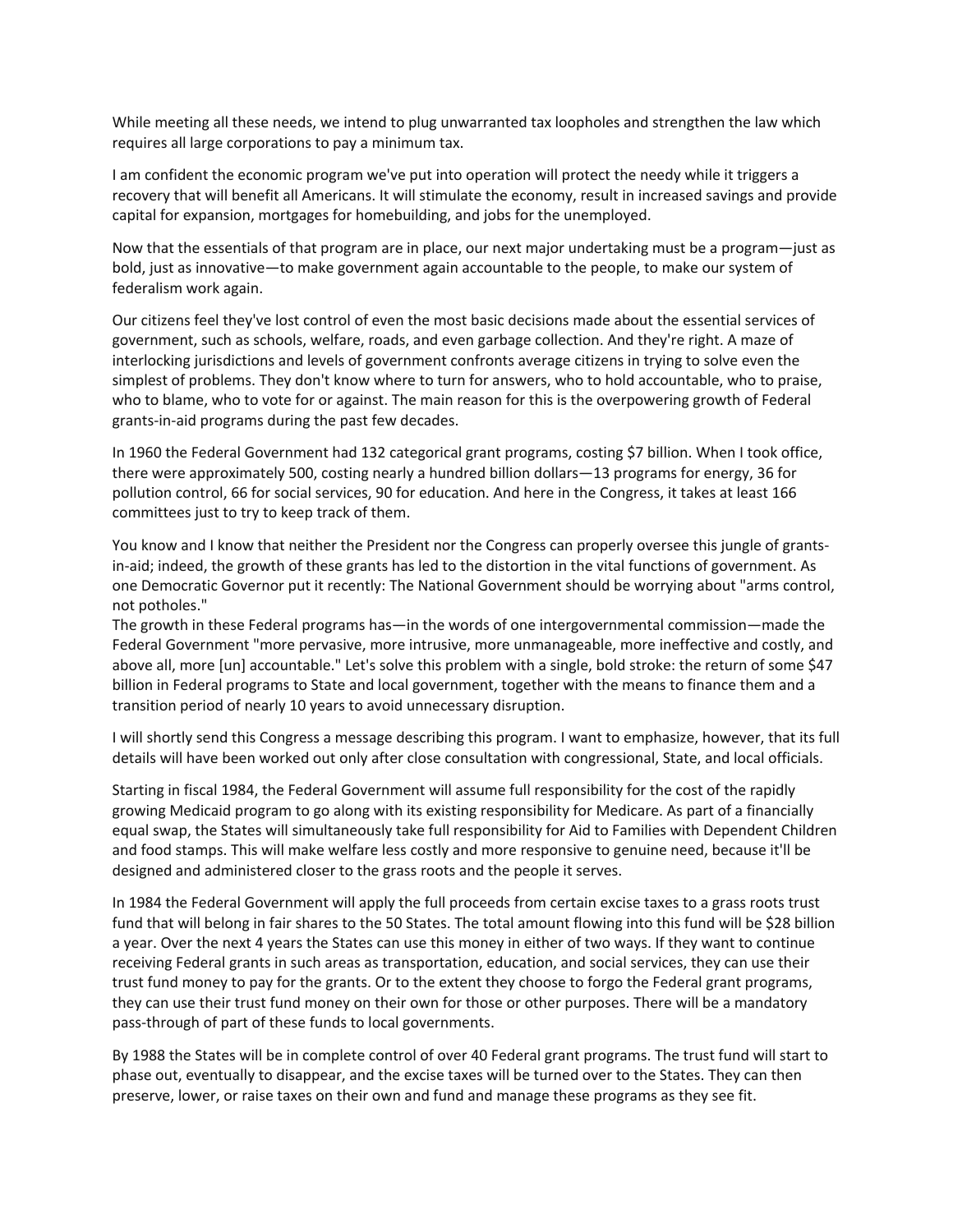While meeting all these needs, we intend to plug unwarranted tax loopholes and strengthen the law which requires all large corporations to pay a minimum tax.

I am confident the economic program we've put into operation will protect the needy while it triggers a recovery that will benefit all Americans. It will stimulate the economy, result in increased savings and provide capital for expansion, mortgages for homebuilding, and jobs for the unemployed.

Now that the essentials of that program are in place, our next major undertaking must be a program—just as bold, just as innovative—to make government again accountable to the people, to make our system of federalism work again.

Our citizens feel they've lost control of even the most basic decisions made about the essential services of government, such as schools, welfare, roads, and even garbage collection. And they're right. A maze of interlocking jurisdictions and levels of government confronts average citizens in trying to solve even the simplest of problems. They don't know where to turn for answers, who to hold accountable, who to praise, who to blame, who to vote for or against. The main reason for this is the overpowering growth of Federal grants-in-aid programs during the past few decades.

In 1960 the Federal Government had 132 categorical grant programs, costing $7 billion. When I took office, there were approximately 500, costing nearly a hundred billion dollars—13 programs for energy, 36 for pollution control, 66 for social services, 90 for education. And here in the Congress, it takes at least 166 committees just to try to keep track of them.

You know and I know that neither the President nor the Congress can properly oversee this jungle of grants-in-aid; indeed, the growth of these grants has led to the distortion in the vital functions of government. As one Democratic Governor put it recently: The National Government should be worrying about "arms control, not potholes."

The growth in these Federal programs has—in the words of one intergovernmental commission—made the Federal Government "more pervasive, more intrusive, more unmanageable, more ineffective and costly, and above all, more [un] accountable." Let's solve this problem with a single, bold stroke: the return of some $47 billion in Federal programs to State and local government, together with the means to finance them and a transition period of nearly 10 years to avoid unnecessary disruption.

I will shortly send this Congress a message describing this program. I want to emphasize, however, that its full details will have been worked out only after close consultation with congressional, State, and local officials.

Starting in fiscal 1984, the Federal Government will assume full responsibility for the cost of the rapidly growing Medicaid program to go along with its existing responsibility for Medicare. As part of a financially equal swap, the States will simultaneously take full responsibility for Aid to Families with Dependent Children and food stamps. This will make welfare less costly and more responsive to genuine need, because it'll be designed and administered closer to the grass roots and the people it serves.

In 1984 the Federal Government will apply the full proceeds from certain excise taxes to a grass roots trust fund that will belong in fair shares to the 50 States. The total amount flowing into this fund will be $28 billion a year. Over the next 4 years the States can use this money in either of two ways. If they want to continue receiving Federal grants in such areas as transportation, education, and social services, they can use their trust fund money to pay for the grants. Or to the extent they choose to forgo the Federal grant programs, they can use their trust fund money on their own for those or other purposes. There will be a mandatory pass-through of part of these funds to local governments.

By 1988 the States will be in complete control of over 40 Federal grant programs. The trust fund will start to phase out, eventually to disappear, and the excise taxes will be turned over to the States. They can then preserve, lower, or raise taxes on their own and fund and manage these programs as they see fit.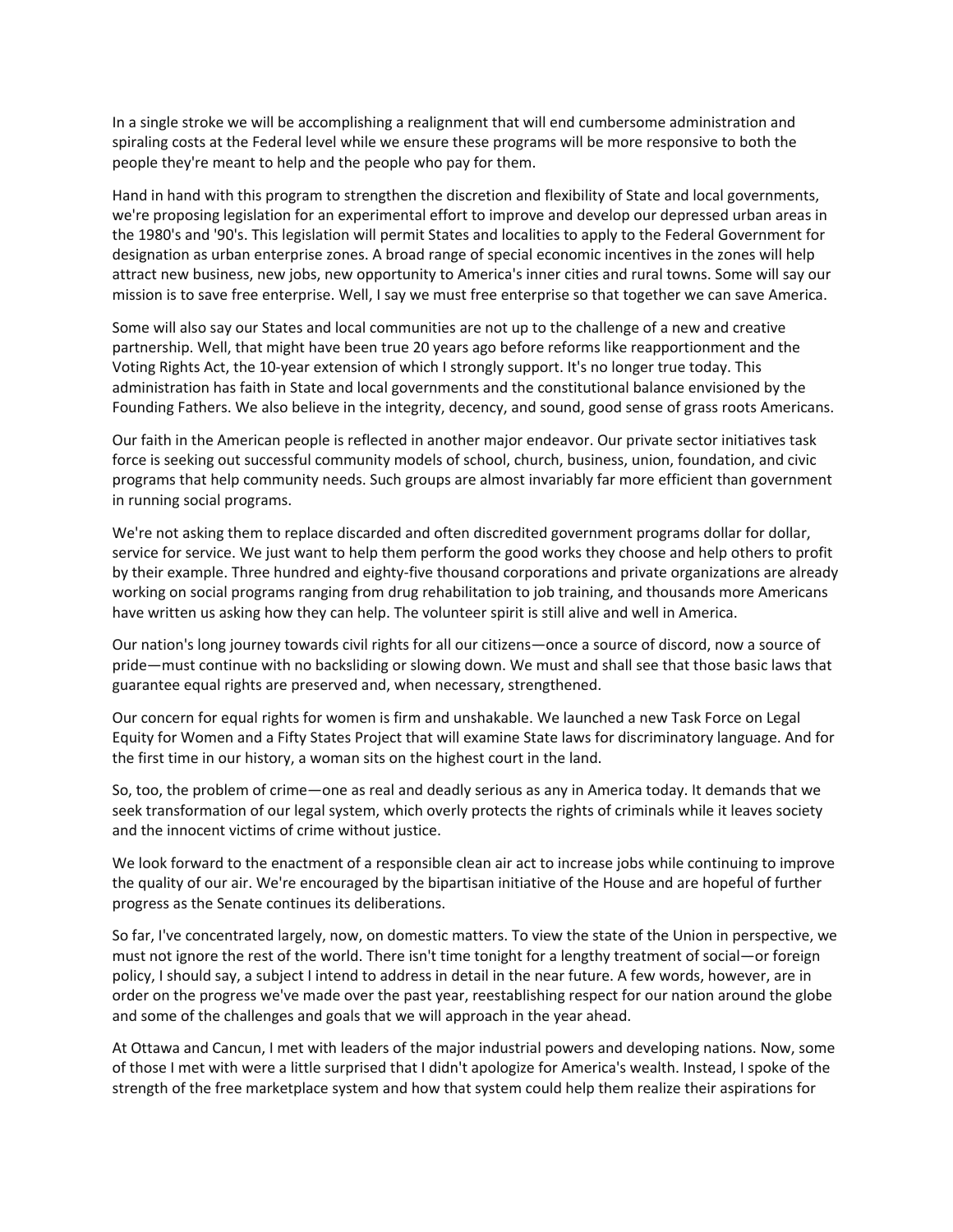In a single stroke we will be accomplishing a realignment that will end cumbersome administration and spiraling costs at the Federal level while we ensure these programs will be more responsive to both the people they're meant to help and the people who pay for them.

Hand in hand with this program to strengthen the discretion and flexibility of State and local governments, we're proposing legislation for an experimental effort to improve and develop our depressed urban areas in the 1980's and '90's. This legislation will permit States and localities to apply to the Federal Government for designation as urban enterprise zones. A broad range of special economic incentives in the zones will help attract new business, new jobs, new opportunity to America's inner cities and rural towns. Some will say our mission is to save free enterprise. Well, I say we must free enterprise so that together we can save America.

Some will also say our States and local communities are not up to the challenge of a new and creative partnership. Well, that might have been true 20 years ago before reforms like reapportionment and the Voting Rights Act, the 10-year extension of which I strongly support. It's no longer true today. This administration has faith in State and local governments and the constitutional balance envisioned by the Founding Fathers. We also believe in the integrity, decency, and sound, good sense of grass roots Americans.

Our faith in the American people is reflected in another major endeavor. Our private sector initiatives task force is seeking out successful community models of school, church, business, union, foundation, and civic programs that help community needs. Such groups are almost invariably far more efficient than government in running social programs.

We're not asking them to replace discarded and often discredited government programs dollar for dollar, service for service. We just want to help them perform the good works they choose and help others to profit by their example. Three hundred and eighty-five thousand corporations and private organizations are already working on social programs ranging from drug rehabilitation to job training, and thousands more Americans have written us asking how they can help. The volunteer spirit is still alive and well in America.

Our nation's long journey towards civil rights for all our citizens—once a source of discord, now a source of pride—must continue with no backsliding or slowing down. We must and shall see that those basic laws that guarantee equal rights are preserved and, when necessary, strengthened.

Our concern for equal rights for women is firm and unshakable. We launched a new Task Force on Legal Equity for Women and a Fifty States Project that will examine State laws for discriminatory language. And for the first time in our history, a woman sits on the highest court in the land.

So, too, the problem of crime—one as real and deadly serious as any in America today. It demands that we seek transformation of our legal system, which overly protects the rights of criminals while it leaves society and the innocent victims of crime without justice.

We look forward to the enactment of a responsible clean air act to increase jobs while continuing to improve the quality of our air. We're encouraged by the bipartisan initiative of the House and are hopeful of further progress as the Senate continues its deliberations.

So far, I've concentrated largely, now, on domestic matters. To view the state of the Union in perspective, we must not ignore the rest of the world. There isn't time tonight for a lengthy treatment of social—or foreign policy, I should say, a subject I intend to address in detail in the near future. A few words, however, are in order on the progress we've made over the past year, reestablishing respect for our nation around the globe and some of the challenges and goals that we will approach in the year ahead.

At Ottawa and Cancun, I met with leaders of the major industrial powers and developing nations. Now, some of those I met with were a little surprised that I didn't apologize for America's wealth. Instead, I spoke of the strength of the free marketplace system and how that system could help them realize their aspirations for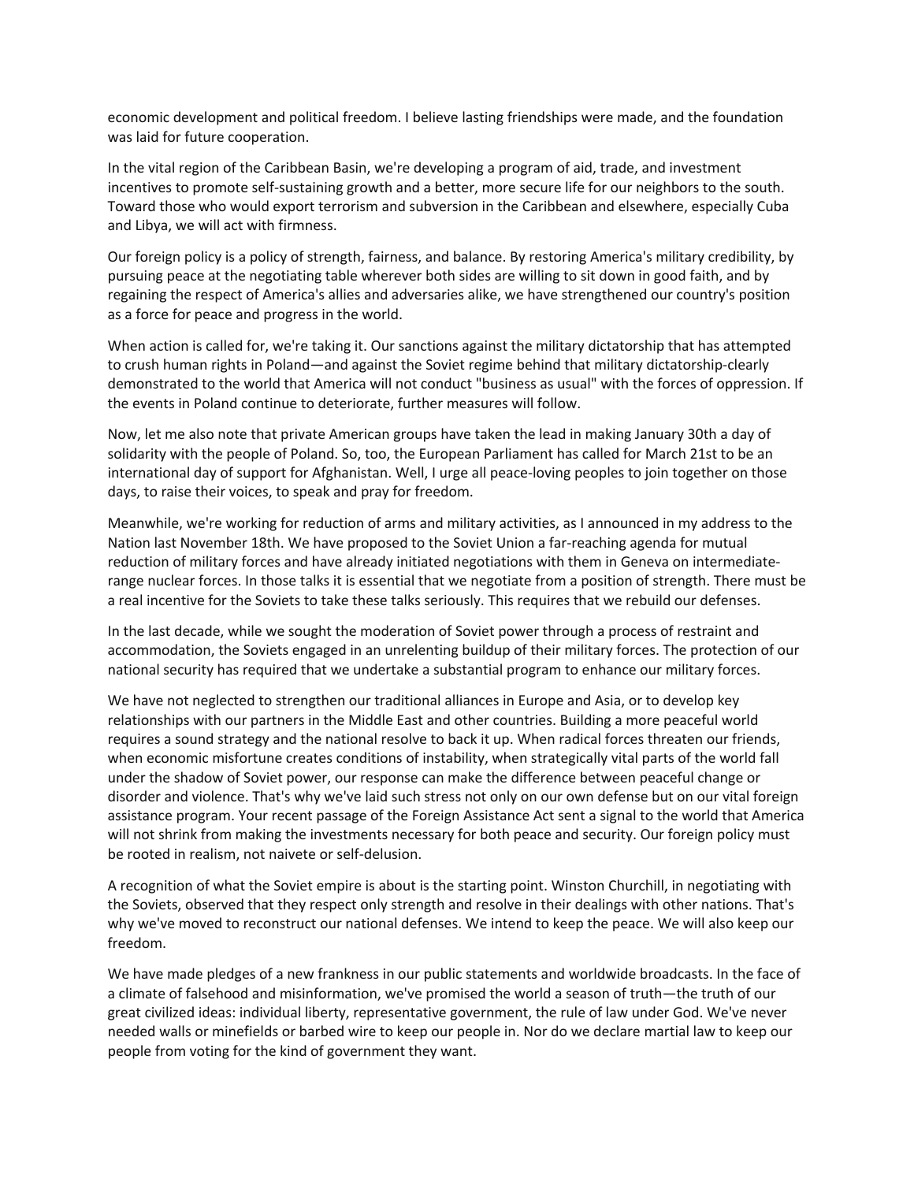economic development and political freedom. I believe lasting friendships were made, and the foundation was laid for future cooperation.

In the vital region of the Caribbean Basin, we're developing a program of aid, trade, and investment incentives to promote self-sustaining growth and a better, more secure life for our neighbors to the south. Toward those who would export terrorism and subversion in the Caribbean and elsewhere, especially Cuba and Libya, we will act with firmness.

Our foreign policy is a policy of strength, fairness, and balance. By restoring America's military credibility, by pursuing peace at the negotiating table wherever both sides are willing to sit down in good faith, and by regaining the respect of America's allies and adversaries alike, we have strengthened our country's position as a force for peace and progress in the world.

When action is called for, we're taking it. Our sanctions against the military dictatorship that has attempted to crush human rights in Poland—and against the Soviet regime behind that military dictatorship-clearly demonstrated to the world that America will not conduct "business as usual" with the forces of oppression. If the events in Poland continue to deteriorate, further measures will follow.

Now, let me also note that private American groups have taken the lead in making January 30th a day of solidarity with the people of Poland. So, too, the European Parliament has called for March 21st to be an international day of support for Afghanistan. Well, I urge all peace-loving peoples to join together on those days, to raise their voices, to speak and pray for freedom.

Meanwhile, we're working for reduction of arms and military activities, as I announced in my address to the Nation last November 18th. We have proposed to the Soviet Union a far-reaching agenda for mutual reduction of military forces and have already initiated negotiations with them in Geneva on intermediate-range nuclear forces. In those talks it is essential that we negotiate from a position of strength. There must be a real incentive for the Soviets to take these talks seriously. This requires that we rebuild our defenses.

In the last decade, while we sought the moderation of Soviet power through a process of restraint and accommodation, the Soviets engaged in an unrelenting buildup of their military forces. The protection of our national security has required that we undertake a substantial program to enhance our military forces.

We have not neglected to strengthen our traditional alliances in Europe and Asia, or to develop key relationships with our partners in the Middle East and other countries. Building a more peaceful world requires a sound strategy and the national resolve to back it up. When radical forces threaten our friends, when economic misfortune creates conditions of instability, when strategically vital parts of the world fall under the shadow of Soviet power, our response can make the difference between peaceful change or disorder and violence. That's why we've laid such stress not only on our own defense but on our vital foreign assistance program. Your recent passage of the Foreign Assistance Act sent a signal to the world that America will not shrink from making the investments necessary for both peace and security. Our foreign policy must be rooted in realism, not naivete or self-delusion.

A recognition of what the Soviet empire is about is the starting point. Winston Churchill, in negotiating with the Soviets, observed that they respect only strength and resolve in their dealings with other nations. That's why we've moved to reconstruct our national defenses. We intend to keep the peace. We will also keep our freedom.

We have made pledges of a new frankness in our public statements and worldwide broadcasts. In the face of a climate of falsehood and misinformation, we've promised the world a season of truth—the truth of our great civilized ideas: individual liberty, representative government, the rule of law under God. We've never needed walls or minefields or barbed wire to keep our people in. Nor do we declare martial law to keep our people from voting for the kind of government they want.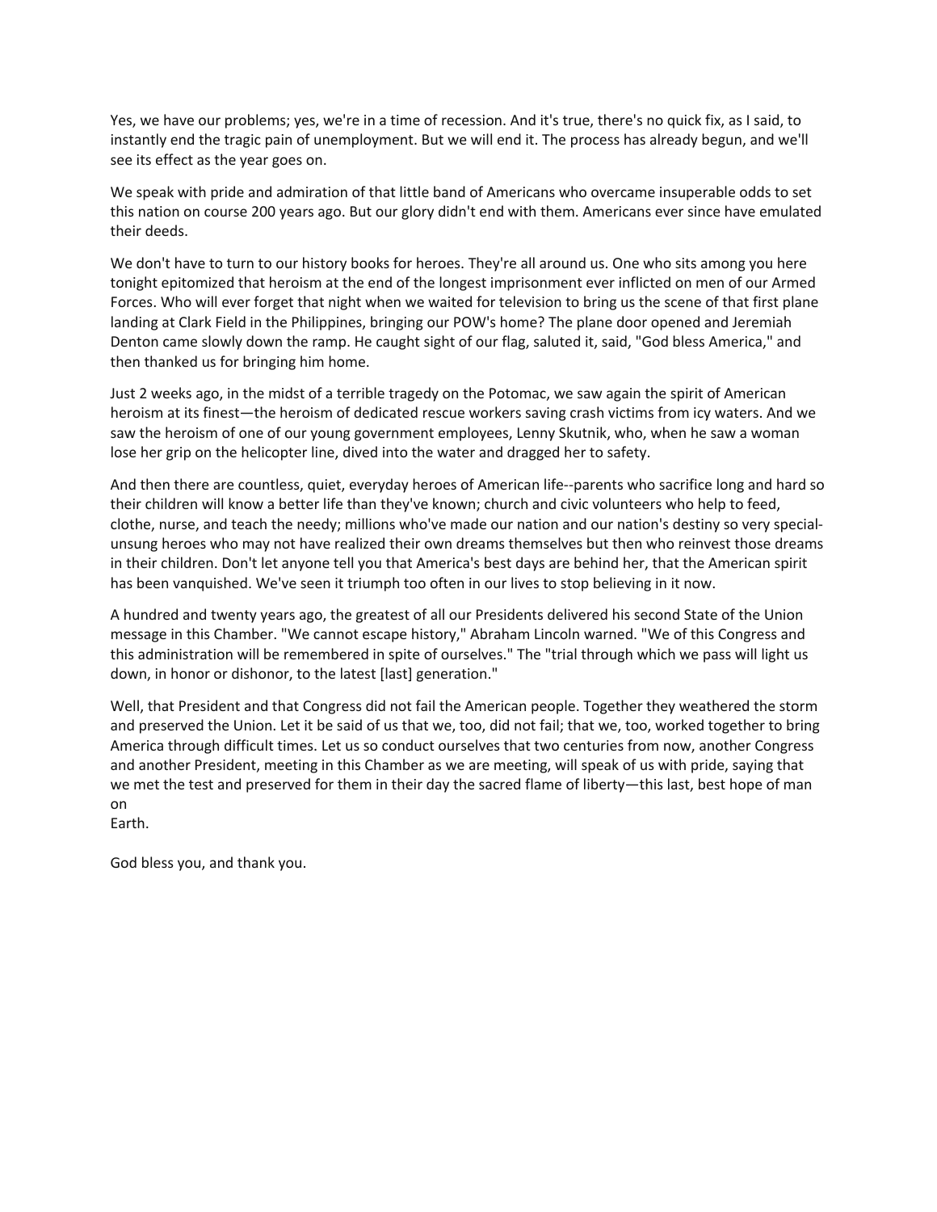Yes, we have our problems; yes, we're in a time of recession. And it's true, there's no quick fix, as I said, to instantly end the tragic pain of unemployment. But we will end it. The process has already begun, and we'll see its effect as the year goes on.

We speak with pride and admiration of that little band of Americans who overcame insuperable odds to set this nation on course 200 years ago. But our glory didn't end with them. Americans ever since have emulated their deeds.

We don't have to turn to our history books for heroes. They're all around us. One who sits among you here tonight epitomized that heroism at the end of the longest imprisonment ever inflicted on men of our Armed Forces. Who will ever forget that night when we waited for television to bring us the scene of that first plane landing at Clark Field in the Philippines, bringing our POW's home? The plane door opened and Jeremiah Denton came slowly down the ramp. He caught sight of our flag, saluted it, said, "God bless America," and then thanked us for bringing him home.

Just 2 weeks ago, in the midst of a terrible tragedy on the Potomac, we saw again the spirit of American heroism at its finest—the heroism of dedicated rescue workers saving crash victims from icy waters. And we saw the heroism of one of our young government employees, Lenny Skutnik, who, when he saw a woman lose her grip on the helicopter line, dived into the water and dragged her to safety.

And then there are countless, quiet, everyday heroes of American life--parents who sacrifice long and hard so their children will know a better life than they've known; church and civic volunteers who help to feed, clothe, nurse, and teach the needy; millions who've made our nation and our nation's destiny so very special-unsung heroes who may not have realized their own dreams themselves but then who reinvest those dreams in their children. Don't let anyone tell you that America's best days are behind her, that the American spirit has been vanquished. We've seen it triumph too often in our lives to stop believing in it now.

A hundred and twenty years ago, the greatest of all our Presidents delivered his second State of the Union message in this Chamber. "We cannot escape history," Abraham Lincoln warned. "We of this Congress and this administration will be remembered in spite of ourselves." The "trial through which we pass will light us down, in honor or dishonor, to the latest [last] generation."

Well, that President and that Congress did not fail the American people. Together they weathered the storm and preserved the Union. Let it be said of us that we, too, did not fail; that we, too, worked together to bring America through difficult times. Let us so conduct ourselves that two centuries from now, another Congress and another President, meeting in this Chamber as we are meeting, will speak of us with pride, saying that we met the test and preserved for them in their day the sacred flame of liberty—this last, best hope of man on Earth.

God bless you, and thank you.